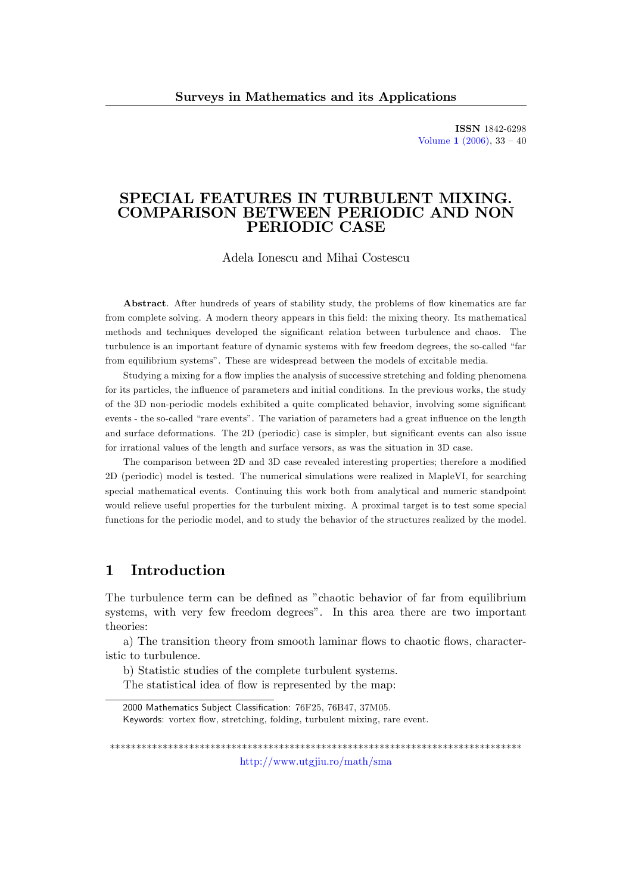# SPECIAL FEATURES IN TURBULENT MIXING. COMPARISON BETWEEN PERIODIC AND NON PERIODIC CASE

Adela Ionescu and Mihai Costescu

**Abstract**. After hundreds of years of stability study, the problems of flow kinematics are far from complete solving. A modern theory appears in this field: the mixing theory. Its mathematical methods and techniques developed the significant relation between turbulence and chaos. The turbulence is an important feature of dynamic systems with few freedom degrees, the so-called "far from equilibrium systems". These are widespread between the models of excitable media.

Studying a mixing for a flow implies the analysis of successive stretching and folding phenomena for its particles, the influence of parameters and initial conditions. In the previous works, the study of the 3D non-periodic models exhibited a quite complicated behavior, involving some significant events - the so-called "rare events". The variation of parameters had a great influence on the length and surface deformations. The 2D (periodic) case is simpler, but significant events can also issue for irrational values of the length and surface versors, as was the situation in 3D case.

The comparison between 2D and 3D case revealed interesting properties; therefore a modified 2D (periodic) model is tested. The numerical simulations were realized in MapleVI, for searching special mathematical events. Continuing this work both from analytical and numeric standpoint would relieve useful properties for the turbulent mixing. A proximal target is to test some special functions for the periodic model, and to study the behavior of the structures realized by the model.

## 1 Introduction

The turbulence term can be defined as "chaotic behavior of far from equilibrium systems, with very few freedom degrees". In this area there are two important theories:

a) The transition theory from smooth laminar flows to chaotic flows, characteristic to turbulence.

b) Statistic studies of the complete turbulent systems.

The statistical idea of flow is represented by the map:

2000 Mathematics Subject Classification: 76F25, 76B47, 37M05.
Keywords: vortex flow, stretching, folding, turbulent mixing, rare event.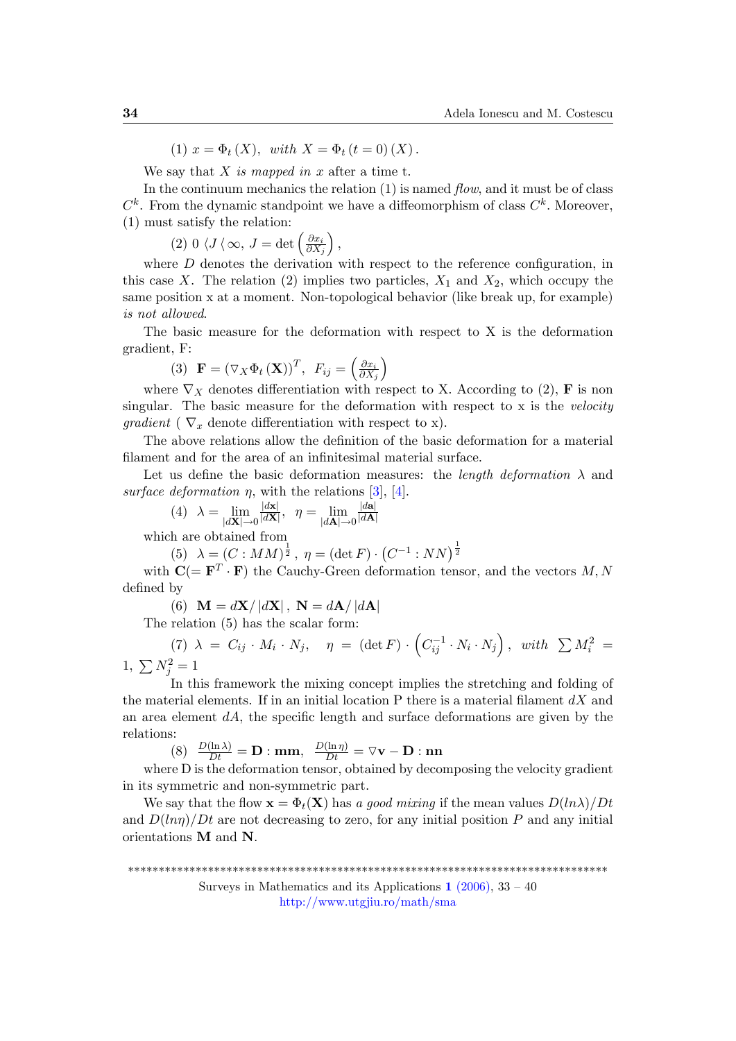(1) $x = \Phi_t(X)$, *with* $X = \Phi_t(t=0)(X)$.

We say that $X$ *is mapped in* $x$ after a time t.

In the continuum mechanics the relation (1) is named *flow*, and it must be of class $C^k$. From the dynamic standpoint we have a diffeomorphism of class $C^k$. Moreover, (1) must satisfy the relation:

(2) $0 \langle J \langle \infty,\ J = \det\left(\frac{\partial x_i}{\partial X_j}\right),$

where $D$ denotes the derivation with respect to the reference configuration, in this case $X$. The relation (2) implies two particles, $X_1$ and $X_2$, which occupy the same position x at a moment. Non-topological behavior (like break up, for example) *is not allowed*.

The basic measure for the deformation with respect to X is the deformation gradient, F:

(3) $\mathbf{F} = (\nabla_X \Phi_t(\mathbf{X}))^T,\ F_{ij} = \left(\frac{\partial x_i}{\partial X_j}\right)$

where $\nabla_X$ denotes differentiation with respect to X. According to (2), $\mathbf{F}$ is non singular. The basic measure for the deformation with respect to x is the *velocity gradient* ( $\nabla_x$ denote differentiation with respect to x).

The above relations allow the definition of the basic deformation for a material filament and for the area of an infinitesimal material surface.

Let us define the basic deformation measures: the *length deformation* $\lambda$ and *surface deformation* $\eta$, with the relations [3], [4].

(4) $\lambda = \lim\limits_{|d\mathbf{X}|\to 0} \frac{|d\mathbf{x}|}{|d\mathbf{X}|},\ \ \eta = \lim\limits_{|d\mathbf{A}|\to 0} \frac{|d\mathbf{a}|}{|d\mathbf{A}|}$

which are obtained from

(5) $\lambda = (C : MM)^{\frac{1}{2}},\ \eta = (\det F)\cdot\left(C^{-1} : NN\right)^{\frac{1}{2}}$

with $\mathbf{C}(= \mathbf{F}^T \cdot \mathbf{F})$ the Cauchy-Green deformation tensor, and the vectors $M, N$ defined by

(6) $\mathbf{M} = d\mathbf{X}/\left|d\mathbf{X}\right|,\ \mathbf{N} = d\mathbf{A}/\left|d\mathbf{A}\right|$

The relation (5) has the scalar form:

(7) $\lambda = C_{ij}\cdot M_i \cdot N_j, \quad \eta = (\det F)\cdot\left(C_{ij}^{-1}\cdot N_i \cdot N_j\right),$ *with* $\sum M_i^2 = 1,\ \sum N_j^2 = 1$

In this framework the mixing concept implies the stretching and folding of the material elements. If in an initial location P there is a material filament $dX$ and an area element $dA$, the specific length and surface deformations are given by the relations:

(8) $\frac{D(\ln\lambda)}{Dt} = \mathbf{D} : \mathbf{mm},\ \ \frac{D(\ln\eta)}{Dt} = \nabla\mathbf{v} - \mathbf{D} : \mathbf{nn}$

where D is the deformation tensor, obtained by decomposing the velocity gradient in its symmetric and non-symmetric part.

We say that the flow $\mathbf{x} = \Phi_t(\mathbf{X})$ has *a good mixing* if the mean values $D(ln\lambda)/Dt$ and $D(ln\eta)/Dt$ are not decreasing to zero, for any initial position $P$ and any initial orientations $\mathbf{M}$ and $\mathbf{N}$.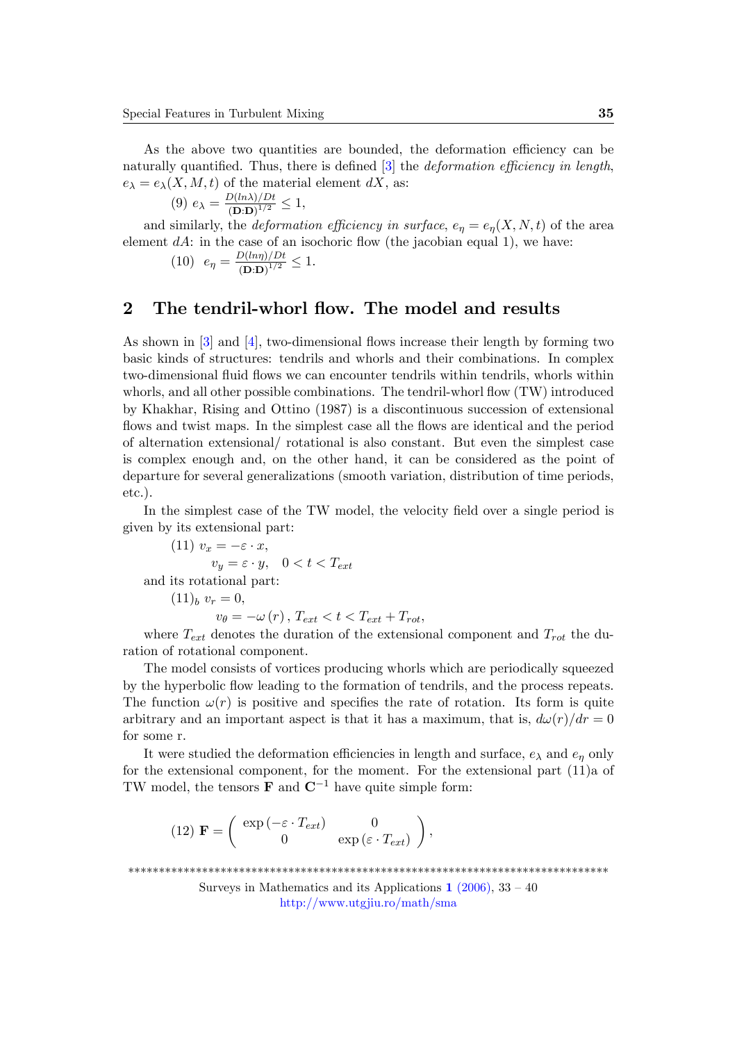As the above two quantities are bounded, the deformation efficiency can be naturally quantified. Thus, there is defined [3] the *deformation efficiency in length*, $e_\lambda = e_\lambda(X, M, t)$ of the material element $dX$, as:

(9) $e_\lambda = \frac{D(ln\lambda)/Dt}{(\mathbf{D}{:}\mathbf{D})^{1/2}} \leq 1,$

and similarly, the *deformation efficiency in surface*, $e_\eta = e_\eta(X, N, t)$ of the area element $dA$: in the case of an isochoric flow (the jacobian equal 1), we have:

(10) $e_\eta = \frac{D(ln\eta)/Dt}{(\mathbf{D}{:}\mathbf{D})^{1/2}} \leq 1.$

## 2 The tendril-whorl flow. The model and results

As shown in [3] and [4], two-dimensional flows increase their length by forming two basic kinds of structures: tendrils and whorls and their combinations. In complex two-dimensional fluid flows we can encounter tendrils within tendrils, whorls within whorls, and all other possible combinations. The tendril-whorl flow (TW) introduced by Khakhar, Rising and Ottino (1987) is a discontinuous succession of extensional flows and twist maps. In the simplest case all the flows are identical and the period of alternation extensional/ rotational is also constant. But even the simplest case is complex enough and, on the other hand, it can be considered as the point of departure for several generalizations (smooth variation, distribution of time periods, etc.).

In the simplest case of the TW model, the velocity field over a single period is given by its extensional part:

(11) $v_x = -\varepsilon \cdot x,$

$v_y = \varepsilon \cdot y, \quad 0 < t < T_{ext}$

and its rotational part:

$(11)_b$ $v_r = 0,$

$v_\theta = -\omega\left(r\right), T_{ext} < t < T_{ext} + T_{rot},$

where $T_{ext}$ denotes the duration of the extensional component and $T_{rot}$ the duration of rotational component.

The model consists of vortices producing whorls which are periodically squeezed by the hyperbolic flow leading to the formation of tendrils, and the process repeats. The function $\omega(r)$ is positive and specifies the rate of rotation. Its form is quite arbitrary and an important aspect is that it has a maximum, that is, $d\omega(r)/dr = 0$ for some r.

It were studied the deformation efficiencies in length and surface, $e_\lambda$ and $e_\eta$ only for the extensional component, for the moment. For the extensional part (11)a of TW model, the tensors $\mathbf{F}$ and $\mathbf{C}^{-1}$ have quite simple form:

$$(12)\ \mathbf{F} = \begin{pmatrix} \exp\left(-\varepsilon \cdot T_{ext}\right) & 0 \\ 0 & \exp\left(\varepsilon \cdot T_{ext}\right) \end{pmatrix},$$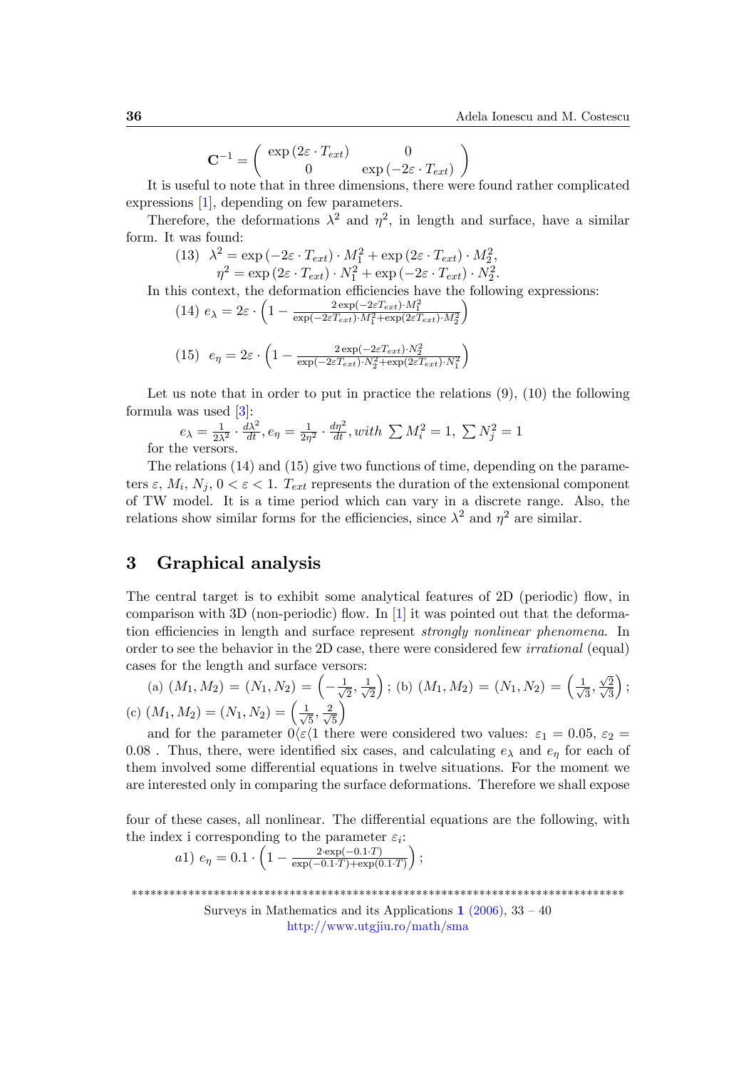$$\mathbf{C}^{-1} = \begin{pmatrix} \exp\left(2\varepsilon \cdot T_{ext}\right) & 0 \\ 0 & \exp\left(-2\varepsilon \cdot T_{ext}\right) \end{pmatrix}$$

It is useful to note that in three dimensions, there were found rather complicated expressions [1], depending on few parameters.

Therefore, the deformations $\lambda^2$ and $\eta^2$, in length and surface, have a similar form. It was found:

$$(13) \quad \lambda^2 = \exp\left(-2\varepsilon \cdot T_{ext}\right) \cdot M_1^2 + \exp\left(2\varepsilon \cdot T_{ext}\right) \cdot M_2^2,$$
$$\eta^2 = \exp\left(2\varepsilon \cdot T_{ext}\right) \cdot N_1^2 + \exp\left(-2\varepsilon \cdot T_{ext}\right) \cdot N_2^2.$$

In this context, the deformation efficiencies have the following expressions:

$$(14) \quad e_\lambda = 2\varepsilon \cdot \left(1 - \frac{2\exp(-2\varepsilon T_{ext}) \cdot M_1^2}{\exp(-2\varepsilon T_{ext}) \cdot M_1^2 + \exp(2\varepsilon T_{ext}) \cdot M_2^2}\right)$$

$$(15) \quad e_\eta = 2\varepsilon \cdot \left(1 - \frac{2\exp(-2\varepsilon T_{ext}) \cdot N_2^2}{\exp(-2\varepsilon T_{ext}) \cdot N_2^2 + \exp(2\varepsilon T_{ext}) \cdot N_1^2}\right)$$

Let us note that in order to put in practice the relations (9), (10) the following formula was used [3]:

$$e_\lambda = \frac{1}{2\lambda^2} \cdot \frac{d\lambda^2}{dt}, e_\eta = \frac{1}{2\eta^2} \cdot \frac{d\eta^2}{dt}, with \ \sum M_i^2 = 1, \ \sum N_j^2 = 1$$

for the versors.

The relations (14) and (15) give two functions of time, depending on the parameters $\varepsilon$, $M_i$, $N_j$, $0 < \varepsilon < 1$. $T_{ext}$ represents the duration of the extensional component of TW model. It is a time period which can vary in a discrete range. Also, the relations show similar forms for the efficiencies, since $\lambda^2$ and $\eta^2$ are similar.

# 3 Graphical analysis

The central target is to exhibit some analytical features of 2D (periodic) flow, in comparison with 3D (non-periodic) flow. In [1] it was pointed out that the deformation efficiencies in length and surface represent *strongly nonlinear phenomena*. In order to see the behavior in the 2D case, there were considered few *irrational* (equal) cases for the length and surface versors:

(a) $(M_1, M_2) = (N_1, N_2) = \left(-\frac{1}{\sqrt{2}}, \frac{1}{\sqrt{2}}\right)$; (b) $(M_1, M_2) = (N_1, N_2) = \left(\frac{1}{\sqrt{3}}, \frac{\sqrt{2}}{\sqrt{3}}\right)$; (c) $(M_1, M_2) = (N_1, N_2) = \left(\frac{1}{\sqrt{5}}, \frac{2}{\sqrt{5}}\right)$

and for the parameter $0 \langle \varepsilon \langle 1$ there were considered two values: $\varepsilon_1 = 0.05$, $\varepsilon_2 = 0.08$ . Thus, there, were identified six cases, and calculating $e_\lambda$ and $e_\eta$ for each of them involved some differential equations in twelve situations. For the moment we are interested only in comparing the surface deformations. Therefore we shall expose four of these cases, all nonlinear. The differential equations are the following, with the index i corresponding to the parameter $\varepsilon_i$:

$$a1) \ e_\eta = 0.1 \cdot \left(1 - \frac{2 \cdot \exp(-0.1 \cdot T)}{\exp(-0.1 \cdot T) + \exp(0.1 \cdot T)}\right);$$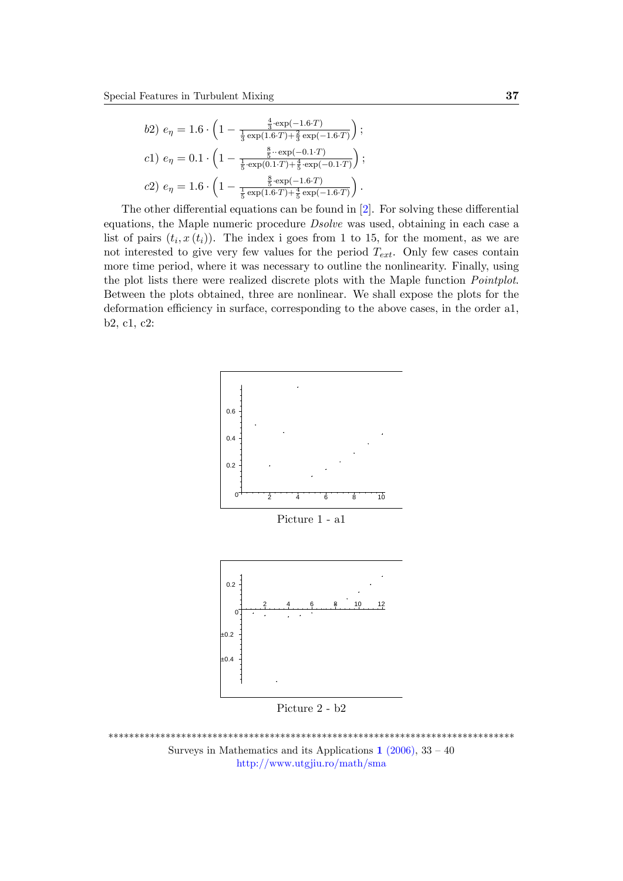b2) $e_\eta = 1.6 \cdot \left(1 - \frac{\frac{4}{3} \cdot \exp(-1.6 \cdot T)}{\frac{1}{3}\exp(1.6 \cdot T) + \frac{2}{3}\exp(-1.6 \cdot T)}\right)$;

c1) $e_\eta = 0.1 \cdot \left(1 - \frac{\frac{8}{5} \cdot \cdot \exp(-0.1 \cdot T)}{\frac{1}{5} \cdot \exp(0.1 \cdot T) + \frac{4}{5} \cdot \exp(-0.1 \cdot T)}\right)$;

c2) $e_\eta = 1.6 \cdot \left(1 - \frac{\frac{8}{5} \cdot \exp(-1.6 \cdot T)}{\frac{1}{5}\exp(1.6 \cdot T) + \frac{4}{5}\exp(-1.6 \cdot T)}\right)$.

The other differential equations can be found in [2]. For solving these differential equations, the Maple numeric procedure *Dsolve* was used, obtaining in each case a list of pairs $(t_i, x(t_i))$. The index i goes from 1 to 15, for the moment, as we are not interested to give very few values for the period $T_{ext}$. Only few cases contain more time period, where it was necessary to outline the nonlinearity. Finally, using the plot lists there were realized discrete plots with the Maple function *Pointplot*. Between the plots obtained, three are nonlinear. We shall expose the plots for the deformation efficiency in surface, corresponding to the above cases, in the order a1, b2, c1, c2:

Picture 1 - a1

Picture 2 - b2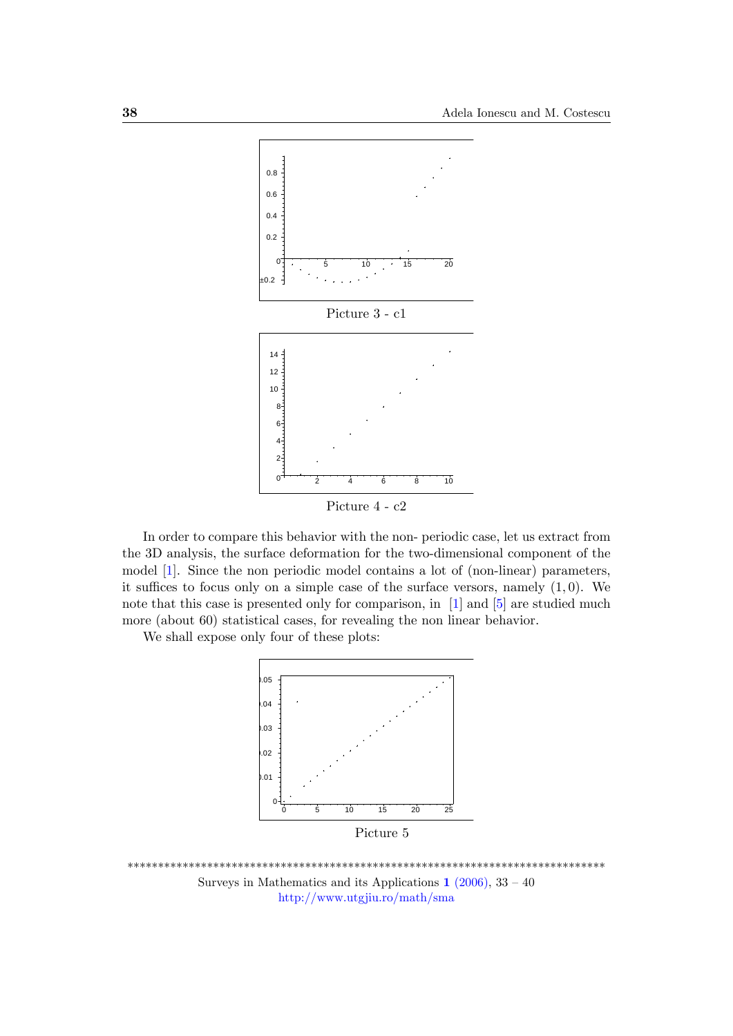Picture 3 - c1

Picture 4 - c2

In order to compare this behavior with the non- periodic case, let us extract from the 3D analysis, the surface deformation for the two-dimensional component of the model [1]. Since the non periodic model contains a lot of (non-linear) parameters, it suffices to focus only on a simple case of the surface versors, namely $(1, 0)$. We note that this case is presented only for comparison, in [1] and [5] are studied much more (about 60) statistical cases, for revealing the non linear behavior.

We shall expose only four of these plots:

Picture 5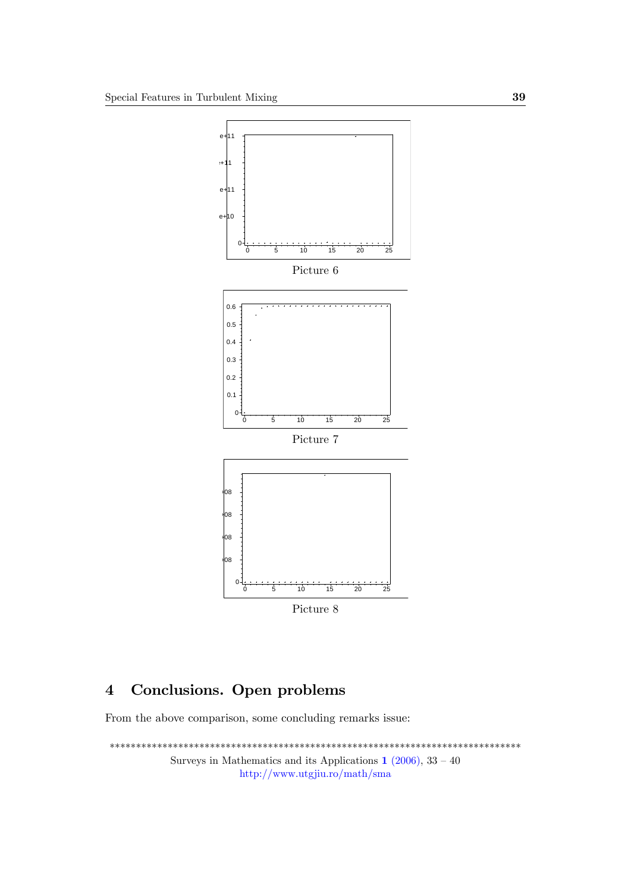Picture 6

Picture 7

Picture 8

## 4 Conclusions. Open problems

From the above comparison, some concluding remarks issue: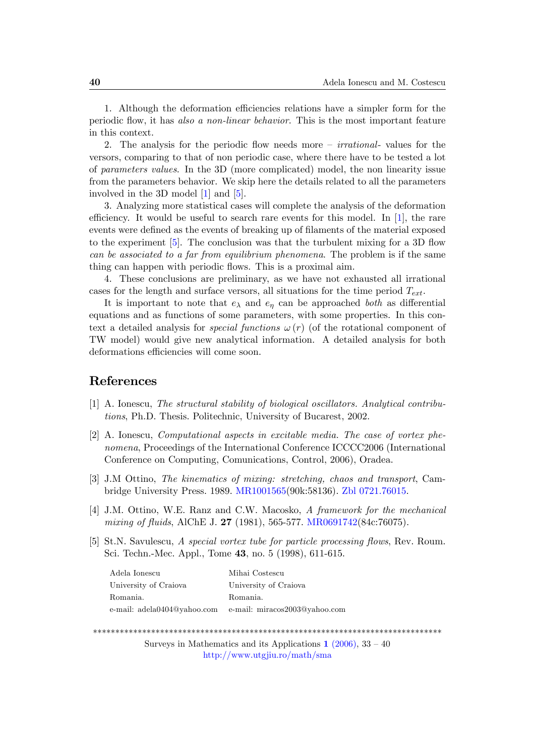1. Although the deformation efficiencies relations have a simpler form for the periodic flow, it has *also a non-linear behavior*. This is the most important feature in this context.

2. The analysis for the periodic flow needs more – *irrational*- values for the versors, comparing to that of non periodic case, where there have to be tested a lot of *parameters values*. In the 3D (more complicated) model, the non linearity issue from the parameters behavior. We skip here the details related to all the parameters involved in the 3D model [1] and [5].

3. Analyzing more statistical cases will complete the analysis of the deformation efficiency. It would be useful to search rare events for this model. In [1], the rare events were defined as the events of breaking up of filaments of the material exposed to the experiment [5]. The conclusion was that the turbulent mixing for a 3D flow *can be associated to a far from equilibrium phenomena*. The problem is if the same thing can happen with periodic flows. This is a proximal aim.

4. These conclusions are preliminary, as we have not exhausted all irrational cases for the length and surface versors, all situations for the time period $T_{ext}$.

It is important to note that $e_\lambda$ and $e_\eta$ can be approached *both* as differential equations and as functions of some parameters, with some properties. In this context a detailed analysis for *special functions* $\omega(r)$ (of the rotational component of TW model) would give new analytical information. A detailed analysis for both deformations efficiencies will come soon.

## References

[1] A. Ionescu, *The structural stability of biological oscillators. Analytical contributions*, Ph.D. Thesis. Politechnic, University of Bucarest, 2002.

[2] A. Ionescu, *Computational aspects in excitable media. The case of vortex phenomena*, Proceedings of the International Conference ICCCC2006 (International Conference on Computing, Comunications, Control, 2006), Oradea.

[3] J.M Ottino, *The kinematics of mixing: stretching, chaos and transport*, Cambridge University Press. 1989. MR1001565(90k:58136). Zbl 0721.76015.

[4] J.M. Ottino, W.E. Ranz and C.W. Macosko, *A framework for the mechanical mixing of fluids*, AlChE J. **27** (1981), 565-577. MR0691742(84c:76075).

[5] St.N. Savulescu, *A special vortex tube for particle processing flows*, Rev. Roum. Sci. Techn.-Mec. Appl., Tome **43**, no. 5 (1998), 611-615.

Adela Ionescu
University of Craiova
Romania.
e-mail: adela0404@yahoo.com

Mihai Costescu
University of Craiova
Romania.
e-mail: miracos2003@yahoo.com